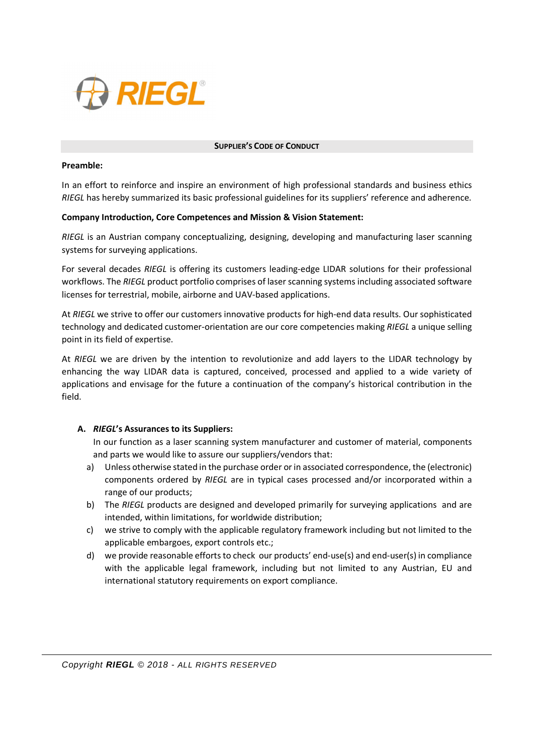# SUPPLIER'S CODE OF CONDUCT

**Preamble:**

In an effort to reinforce and inspire an environment of high professional standards and business ethics *RIEGL* has hereby summarized its basic professional guidelines for its suppliers' reference and adherence.

**Company Introduction, Core Competences and Mission & Vision Statement:**

*RIEGL* is an Austrian company conceptualizing, designing, developing and manufacturing laser scanning systems for surveying applications.

For several decades *RIEGL* is offering its customers leading-edge LIDAR solutions for their professional workflows. The *RIEGL* product portfolio comprises of laser scanning systems including associated software licenses for terrestrial, mobile, airborne and UAV-based applications.

At *RIEGL* we strive to offer our customers innovative products for high-end data results. Our sophisticated technology and dedicated customer-orientation are our core competencies making *RIEGL* a unique selling point in its field of expertise.

At *RIEGL* we are driven by the intention to revolutionize and add layers to the LIDAR technology by enhancing the way LIDAR data is captured, conceived, processed and applied to a wide variety of applications and envisage for the future a continuation of the company's historical contribution in the field.

**A. *RIEGL*'s Assurances to its Suppliers:**

In our function as a laser scanning system manufacturer and customer of material, components and parts we would like to assure our suppliers/vendors that:

a) Unless otherwise stated in the purchase order or in associated correspondence, the (electronic) components ordered by *RIEGL* are in typical cases processed and/or incorporated within a range of our products;

b) The *RIEGL* products are designed and developed primarily for surveying applications and are intended, within limitations, for worldwide distribution;

c) we strive to comply with the applicable regulatory framework including but not limited to the applicable embargoes, export controls etc.;

d) we provide reasonable efforts to check our products' end-use(s) and end-user(s) in compliance with the applicable legal framework, including but not limited to any Austrian, EU and international statutory requirements on export compliance.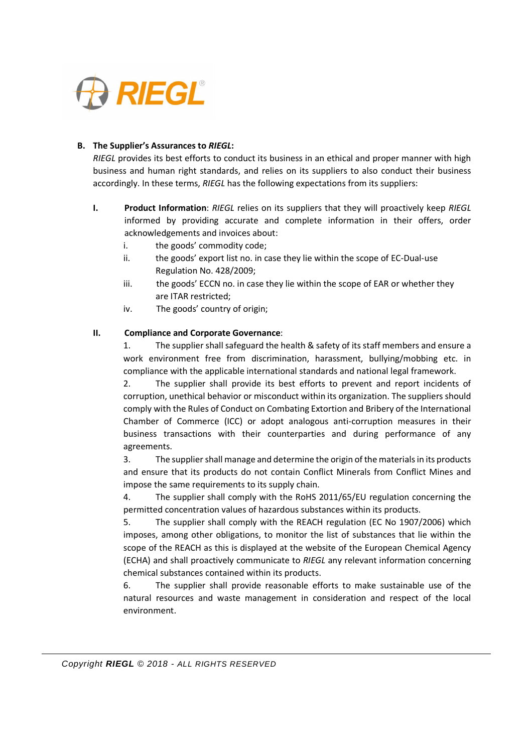## B. The Supplier's Assurances to *RIEGL*:

*RIEGL* provides its best efforts to conduct its business in an ethical and proper manner with high business and human right standards, and relies on its suppliers to also conduct their business accordingly. In these terms, *RIEGL* has the following expectations from its suppliers:

**I. Product Information**: *RIEGL* relies on its suppliers that they will proactively keep *RIEGL* informed by providing accurate and complete information in their offers, order acknowledgements and invoices about:

- i. the goods' commodity code;
- ii. the goods' export list no. in case they lie within the scope of EC-Dual-use Regulation No. 428/2009;
- iii. the goods' ECCN no. in case they lie within the scope of EAR or whether they are ITAR restricted;
- iv. The goods' country of origin;

**II. Compliance and Corporate Governance**:

1. The supplier shall safeguard the health & safety of its staff members and ensure a work environment free from discrimination, harassment, bullying/mobbing etc. in compliance with the applicable international standards and national legal framework.
2. The supplier shall provide its best efforts to prevent and report incidents of corruption, unethical behavior or misconduct within its organization. The suppliers should comply with the Rules of Conduct on Combating Extortion and Bribery of the International Chamber of Commerce (ICC) or adopt analogous anti-corruption measures in their business transactions with their counterparties and during performance of any agreements.
3. The supplier shall manage and determine the origin of the materials in its products and ensure that its products do not contain Conflict Minerals from Conflict Mines and impose the same requirements to its supply chain.
4. The supplier shall comply with the RoHS 2011/65/EU regulation concerning the permitted concentration values of hazardous substances within its products.
5. The supplier shall comply with the REACH regulation (EC No 1907/2006) which imposes, among other obligations, to monitor the list of substances that lie within the scope of the REACH as this is displayed at the website of the European Chemical Agency (ECHA) and shall proactively communicate to *RIEGL* any relevant information concerning chemical substances contained within its products.
6. The supplier shall provide reasonable efforts to make sustainable use of the natural resources and waste management in consideration and respect of the local environment.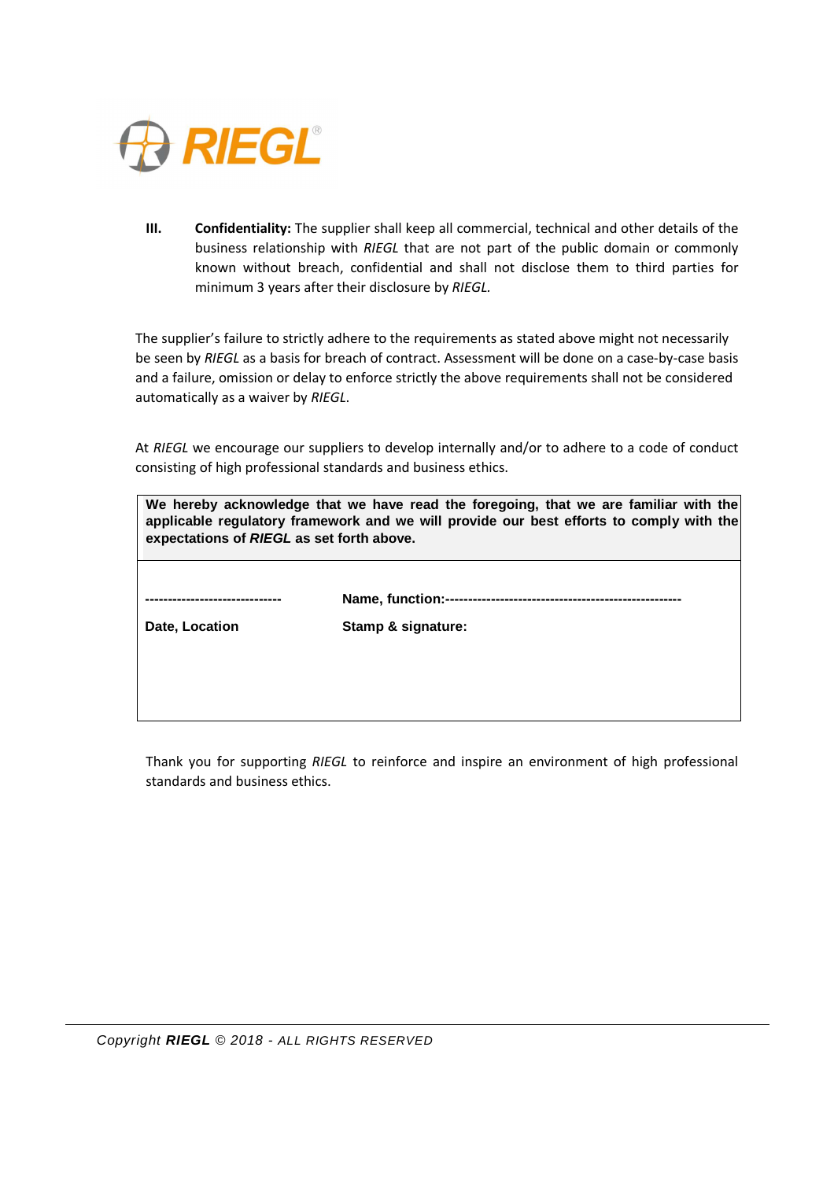**III.** **Confidentiality:** The supplier shall keep all commercial, technical and other details of the business relationship with *RIEGL* that are not part of the public domain or commonly known without breach, confidential and shall not disclose them to third parties for minimum 3 years after their disclosure by *RIEGL*.

The supplier's failure to strictly adhere to the requirements as stated above might not necessarily be seen by *RIEGL* as a basis for breach of contract. Assessment will be done on a case-by-case basis and a failure, omission or delay to enforce strictly the above requirements shall not be considered automatically as a waiver by *RIEGL*.

At *RIEGL* we encourage our suppliers to develop internally and/or to adhere to a code of conduct consisting of high professional standards and business ethics.

**We hereby acknowledge that we have read the foregoing, that we are familiar with the applicable regulatory framework and we will provide our best efforts to comply with the expectations of *RIEGL* as set forth above.**

| | |
|---|---|
| ------------------------------ | **Name, function:**---------------------------------------------------- |
| **Date, Location** | **Stamp & signature:** |

Thank you for supporting *RIEGL* to reinforce and inspire an environment of high professional standards and business ethics.